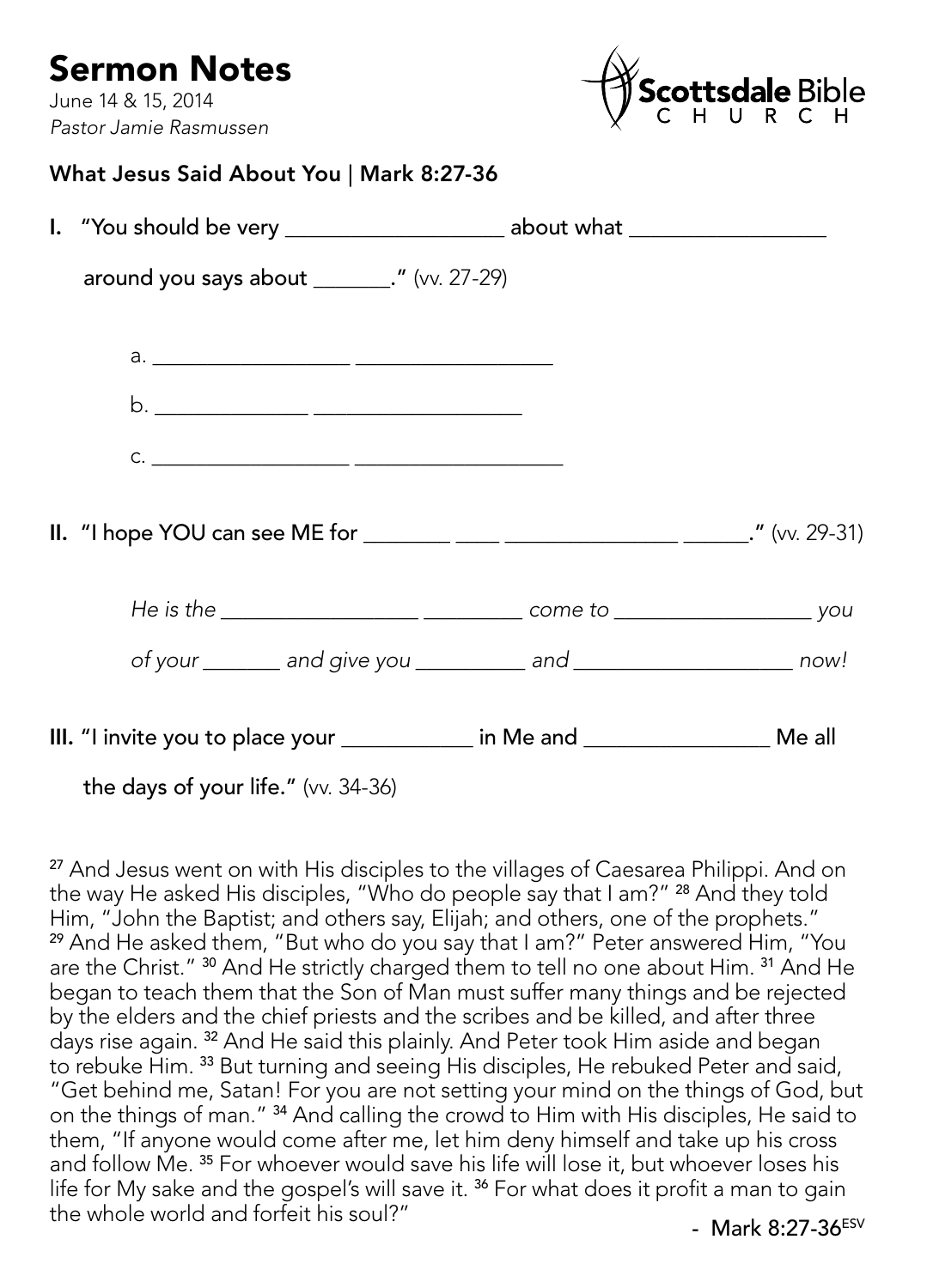# Sermon Notes

June 14 & 15, 2014
*Pastor Jamie Rasmussen*

Scottsdale Bible CHURCH

## What Jesus Said About You | Mark 8:27-36

**I. "You should be very ___________________ about what _________________ around you says about _______."** (vv. 27-29)

a. _________________ _________________

b. _____________ __________________

c. _________________ __________________

**II. "I hope YOU can see ME for ________ ____ ________________ ______."** (vv. 29-31)

*He is the _________________ _________ come to _________________ you of your _______ and give you _________ and ___________________ now!*

**III. "I invite you to place your ___________ in Me and ________________ Me all the days of your life."** (vv. 34-36)

[27] And Jesus went on with His disciples to the villages of Caesarea Philippi. And on the way He asked His disciples, "Who do people say that I am?" [28] And they told Him, "John the Baptist; and others say, Elijah; and others, one of the prophets." [29] And He asked them, "But who do you say that I am?" Peter answered Him, "You are the Christ." [30] And He strictly charged them to tell no one about Him. [31] And He began to teach them that the Son of Man must suffer many things and be rejected by the elders and the chief priests and the scribes and be killed, and after three days rise again. [32] And He said this plainly. And Peter took Him aside and began to rebuke Him. [33] But turning and seeing His disciples, He rebuked Peter and said, "Get behind me, Satan! For you are not setting your mind on the things of God, but on the things of man." [34] And calling the crowd to Him with His disciples, He said to them, "If anyone would come after me, let him deny himself and take up his cross and follow Me. [35] For whoever would save his life will lose it, but whoever loses his life for My sake and the gospel's will save it. [36] For what does it profit a man to gain the whole world and forfeit his soul?"

- Mark 8:27-36[ESV]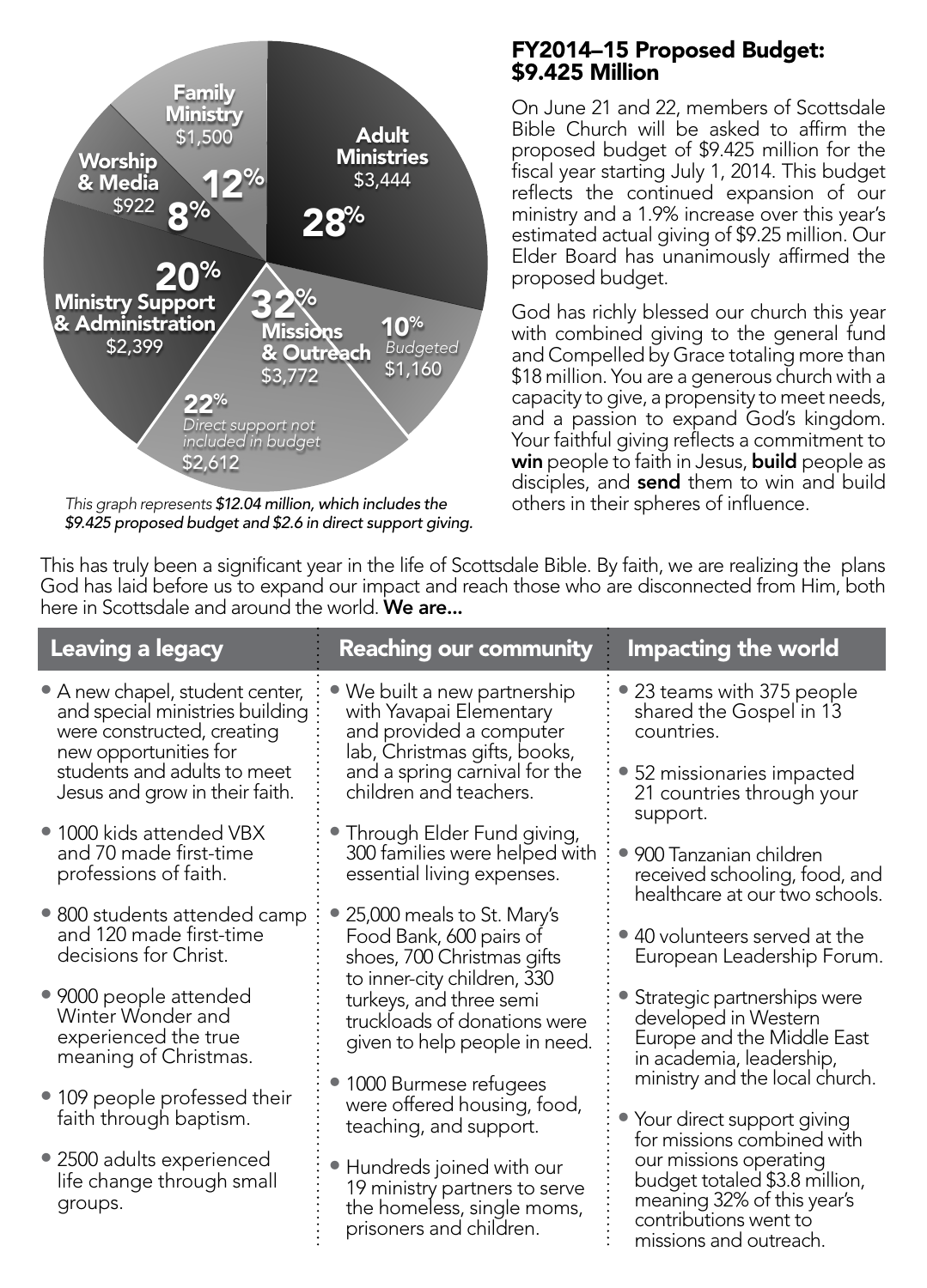Family Ministry
$1,500
12%

Adult Ministries
$3,444
28%

Worship & Media
$922
8%

20%
Ministry Support & Administration
$2,399

32%
Missions & Outreach
$3,772

10%
*Budgeted*
$1,160

22%
*Direct support not included in budget*
$2,612

*This graph represents **$12.04 million**, which includes the **$9.425 proposed budget** and **$2.6 in direct support giving**.*

## FY2014–15 Proposed Budget: $9.425 Million

On June 21 and 22, members of Scottsdale Bible Church will be asked to affirm the proposed budget of $9.425 million for the fiscal year starting July 1, 2014. This budget reflects the continued expansion of our ministry and a 1.9% increase over this year's estimated actual giving of $9.25 million. Our Elder Board has unanimously affirmed the proposed budget.

God has richly blessed our church this year with combined giving to the general fund and Compelled by Grace totaling more than $18 million. You are a generous church with a capacity to give, a propensity to meet needs, and a passion to expand God's kingdom. Your faithful giving reflects a commitment to **win** people to faith in Jesus, **build** people as disciples, and **send** them to win and build others in their spheres of influence.

This has truly been a significant year in the life of Scottsdale Bible. By faith, we are realizing the plans God has laid before us to expand our impact and reach those who are disconnected from Him, both here in Scottsdale and around the world. **We are...**

### Leaving a legacy

- A new chapel, student center, and special ministries building were constructed, creating new opportunities for students and adults to meet Jesus and grow in their faith.
- 1000 kids attended VBX and 70 made first-time professions of faith.
- 800 students attended camp and 120 made first-time decisions for Christ.
- 9000 people attended Winter Wonder and experienced the true meaning of Christmas.
- 109 people professed their faith through baptism.
- 2500 adults experienced life change through small groups.

### Reaching our community

- We built a new partnership with Yavapai Elementary and provided a computer lab, Christmas gifts, books, and a spring carnival for the children and teachers.
- Through Elder Fund giving, 300 families were helped with essential living expenses.
- 25,000 meals to St. Mary's Food Bank, 600 pairs of shoes, 700 Christmas gifts to inner-city children, 330 turkeys, and three semi truckloads of donations were given to help people in need.
- 1000 Burmese refugees were offered housing, food, teaching, and support.
- Hundreds joined with our 19 ministry partners to serve the homeless, single moms, prisoners and children.

### Impacting the world

- 23 teams with 375 people shared the Gospel in 13 countries.
- 52 missionaries impacted 21 countries through your support.
- 900 Tanzanian children received schooling, food, and healthcare at our two schools.
- 40 volunteers served at the European Leadership Forum.
- Strategic partnerships were developed in Western Europe and the Middle East in academia, leadership, ministry and the local church.
- Your direct support giving for missions combined with our missions operating budget totaled $3.8 million, meaning 32% of this year's contributions went to missions and outreach.